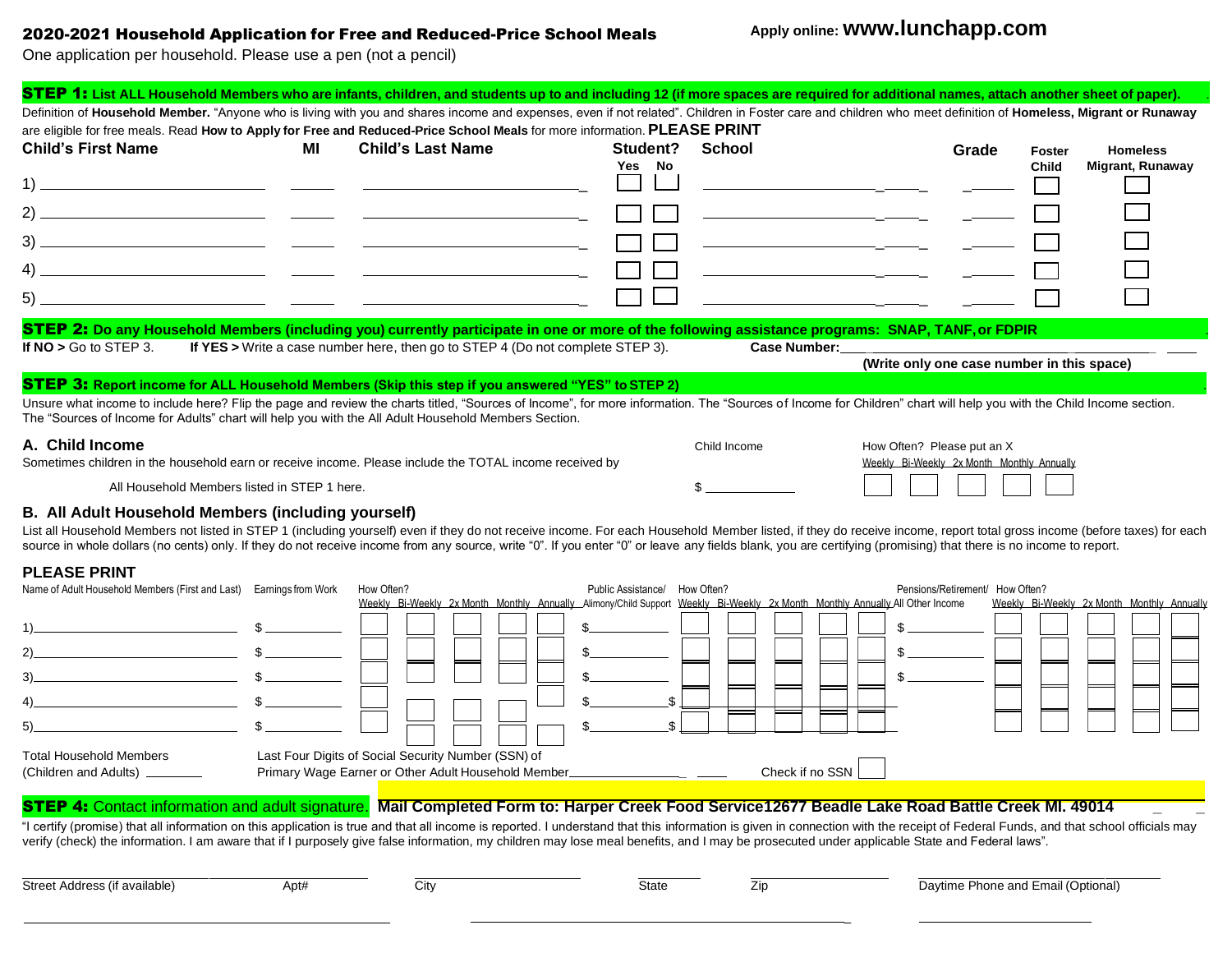## 2020-2021 Household Application for Free and Reduced-Price School Meals

Apply online: **www.lunchapp.com**

One application per household. Please use a pen (not a pencil)

### STEP 1: List ALL Household Members who are infants, children, and students up to and including 12 (if more spaces are required for additional names, attach another sheet of paper).

Definition of **Household Member.** "Anyone who is living with you and shares income and expenses, even if not related". Children in Foster care and children who meet definition of **Homeless, Migrant or Runaway** are eligible for free meals. Read **How to Apply for Free and Reduced-Price School Meals** for more information. **PLEASE PRINT**

| | Child's First Name | MI | Child's Last Name | Student? Yes | Student? No | School | Grade | Foster Child | Homeless Migrant, Runaway |
|---|---|---|---|---|---|---|---|---|---|
| 1) | | | | ☐ | ☐ | | | ☐ | ☐ |
| 2) | | | | ☐ | ☐ | | | ☐ | ☐ |
| 3) | | | | ☐ | ☐ | | | ☐ | ☐ |
| 4) | | | | ☐ | ☐ | | | ☐ | ☐ |
| 5) | | | | ☐ | ☐ | | | ☐ | ☐ |

### STEP 2: Do any Household Members (including you) currently participate in one or more of the following assistance programs: SNAP, TANF, or FDPIR

**If NO >** Go to STEP 3. **If YES >** Write a case number here, then go to STEP 4 (Do not complete STEP 3). **Case Number:** ____________

**(Write only one case number in this space)**

### STEP 3: Report income for ALL Household Members (Skip this step if you answered "YES" to STEP 2)

Unsure what income to include here? Flip the page and review the charts titled, "Sources of Income", for more information. The "Sources of Income for Children" chart will help you with the Child Income section. The "Sources of Income for Adults" chart will help you with the All Adult Household Members Section.

#### A. Child Income

Sometimes children in the household earn or receive income. Please include the TOTAL income received by All Household Members listed in STEP 1 here.

| Child Income | Weekly | Bi-Weekly | 2x Month | Monthly | Annually |
|---|---|---|---|---|---|
| $ ____ | ☐ | ☐ | ☐ | ☐ | ☐ |

#### B. All Adult Household Members (including yourself)

List all Household Members not listed in STEP 1 (including yourself) even if they do not receive income. For each Household Member listed, if they do receive income, report total gross income (before taxes) for each source in whole dollars (no cents) only. If they do not receive income from any source, write "0". If you enter "0" or leave any fields blank, you are certifying (promising) that there is no income to report.

**PLEASE PRINT**

| Name of Adult Household Members (First and Last) | Earnings from Work | Weekly | Bi-Weekly | 2x Month | Monthly | Annually | Public Assistance/ Alimony/Child Support | Weekly | Bi-Weekly | 2x Month | Monthly | Annually | Pensions/Retirement/ All Other Income | Weekly | Bi-Weekly | 2x Month | Monthly | Annually |
|---|---|---|---|---|---|---|---|---|---|---|---|---|---|---|---|---|---|---|
| 1) | $ | ☐ | ☐ | ☐ | ☐ | ☐ | $ | ☐ | ☐ | ☐ | ☐ | ☐ | $ | ☐ | ☐ | ☐ | ☐ | ☐ |
| 2) | $ | ☐ | ☐ | ☐ | ☐ | ☐ | $ | ☐ | ☐ | ☐ | ☐ | ☐ | $ | ☐ | ☐ | ☐ | ☐ | ☐ |
| 3) | $ | ☐ | ☐ | ☐ | ☐ | ☐ | $ | ☐ | ☐ | ☐ | ☐ | ☐ | $ | ☐ | ☐ | ☐ | ☐ | ☐ |
| 4) | $ | ☐ | ☐ | ☐ | ☐ | ☐ | $ | ☐ | ☐ | ☐ | ☐ | ☐ | $ | ☐ | ☐ | ☐ | ☐ | ☐ |
| 5) | $ | ☐ | ☐ | ☐ | ☐ | ☐ | $ | ☐ | ☐ | ☐ | ☐ | ☐ | $ | ☐ | ☐ | ☐ | ☐ | ☐ |

Total Household Members (Children and Adults) ________

Last Four Digits of Social Security Number (SSN) of Primary Wage Earner or Other Adult Household Member ____________ Check if no SSN ☐

### STEP 4: Contact information and adult signature. Mail Completed Form to: Harper Creek Food Service12677 Beadle Lake Road Battle Creek MI. 49014

"I certify (promise) that all information on this application is true and that all income is reported. I understand that this information is given in connection with the receipt of Federal Funds, and that school officials may verify (check) the information. I am aware that if I purposely give false information, my children may lose meal benefits, and I may be prosecuted under applicable State and Federal laws".

| Street Address (if available) | Apt# | City | State | Zip | Daytime Phone and Email (Optional) |
|---|---|---|---|---|---|
| | | | | | |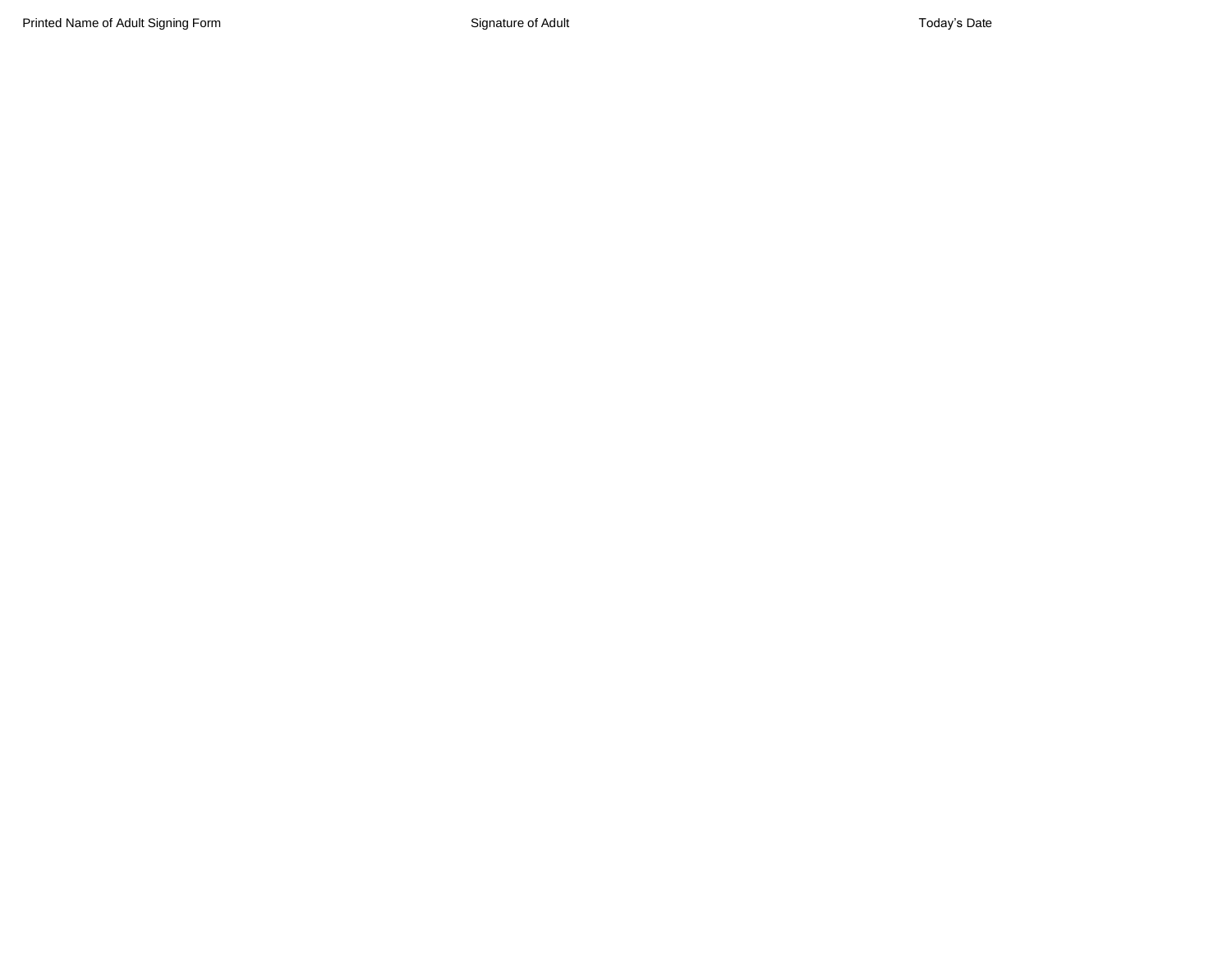Printed Name of Adult Signing Form | Signature of Adult | Today's Date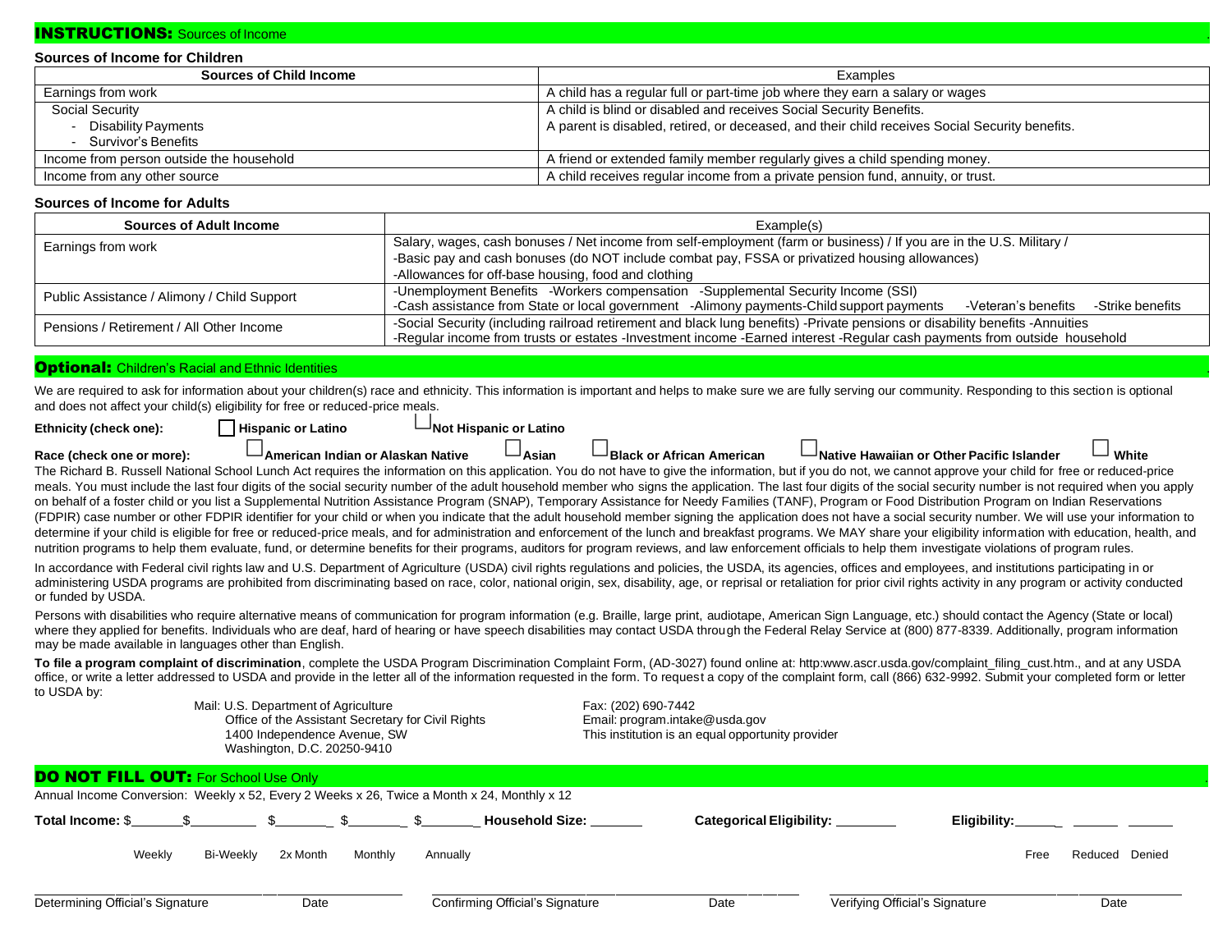## INSTRUCTIONS: Sources of Income

### Sources of Income for Children

| Sources of Child Income | Examples |
|---|---|
| Earnings from work | A child has a regular full or part-time job where they earn a salary or wages |
| Social Security<br>- Disability Payments<br>- Survivor's Benefits | A child is blind or disabled and receives Social Security Benefits.<br>A parent is disabled, retired, or deceased, and their child receives Social Security benefits. |
| Income from person outside the household | A friend or extended family member regularly gives a child spending money. |
| Income from any other source | A child receives regular income from a private pension fund, annuity, or trust. |

### Sources of Income for Adults

| Sources of Adult Income | Example(s) |
|---|---|
| Earnings from work | Salary, wages, cash bonuses / Net income from self-employment (farm or business) / If you are in the U.S. Military /<br>-Basic pay and cash bonuses (do NOT include combat pay, FSSA or privatized housing allowances)<br>-Allowances for off-base housing, food and clothing |
| Public Assistance / Alimony / Child Support | -Unemployment Benefits -Workers compensation -Supplemental Security Income (SSI)<br>-Cash assistance from State or local government -Alimony payments-Child support payments -Veteran's benefits -Strike benefits |
| Pensions / Retirement / All Other Income | -Social Security (including railroad retirement and black lung benefits) -Private pensions or disability benefits -Annuities<br>-Regular income from trusts or estates -Investment income -Earned interest -Regular cash payments from outside household |

## Optional: Children's Racial and Ethnic Identities

We are required to ask for information about your children(s) race and ethnicity. This information is important and helps to make sure we are fully serving our community. Responding to this section is optional and does not affect your child(s) eligibility for free or reduced-price meals.

**Ethnicity (check one):** ☐ **Hispanic or Latino** ☐ **Not Hispanic or Latino**

**Race (check one or more):** ☐ **American Indian or Alaskan Native** ☐ **Asian** ☐ **Black or African American** ☐ **Native Hawaiian or Other Pacific Islander** ☐ **White**

The Richard B. Russell National School Lunch Act requires the information on this application. You do not have to give the information, but if you do not, we cannot approve your child for free or reduced-price meals. You must include the last four digits of the social security number of the adult household member who signs the application. The last four digits of the social security number is not required when you apply on behalf of a foster child or you list a Supplemental Nutrition Assistance Program (SNAP), Temporary Assistance for Needy Families (TANF), Program or Food Distribution Program on Indian Reservations (FDPIR) case number or other FDPIR identifier for your child or when you indicate that the adult household member signing the application does not have a social security number. We will use your information to determine if your child is eligible for free or reduced-price meals, and for administration and enforcement of the lunch and breakfast programs. We MAY share your eligibility information with education, health, and nutrition programs to help them evaluate, fund, or determine benefits for their programs, auditors for program reviews, and law enforcement officials to help them investigate violations of program rules.

In accordance with Federal civil rights law and U.S. Department of Agriculture (USDA) civil rights regulations and policies, the USDA, its agencies, offices and employees, and institutions participating in or administering USDA programs are prohibited from discriminating based on race, color, national origin, sex, disability, age, or reprisal or retaliation for prior civil rights activity in any program or activity conducted or funded by USDA.

Persons with disabilities who require alternative means of communication for program information (e.g. Braille, large print, audiotape, American Sign Language, etc.) should contact the Agency (State or local) where they applied for benefits. Individuals who are deaf, hard of hearing or have speech disabilities may contact USDA through the Federal Relay Service at (800) 877-8339. Additionally, program information may be made available in languages other than English.

**To file a program complaint of discrimination**, complete the USDA Program Discrimination Complaint Form, (AD-3027) found online at: http:www.ascr.usda.gov/complaint_filing_cust.htm., and at any USDA office, or write a letter addressed to USDA and provide in the letter all of the information requested in the form. To request a copy of the complaint form, call (866) 632-9992. Submit your completed form or letter to USDA by:

Mail: U.S. Department of Agriculture
Office of the Assistant Secretary for Civil Rights
1400 Independence Avenue, SW
Washington, D.C. 20250-9410

Fax: (202) 690-7442
Email: program.intake@usda.gov
This institution is an equal opportunity provider

## DO NOT FILL OUT: For School Use Only

Annual Income Conversion: Weekly x 52, Every 2 Weeks x 26, Twice a Month x 24, Monthly x 12

**Total Income:** $_______ $_________ $_______ $_______ $_______ **Household Size:** _______ **Categorical Eligibility:** ________ **Eligibility:** ______ ______ ______

Weekly Bi-Weekly 2x Month Monthly Annually Free Reduced Denied

_______________________ ___________
Determining Official's Signature Date

_______________________ ___________
Confirming Official's Signature Date

_______________________ ___________
Verifying Official's Signature Date